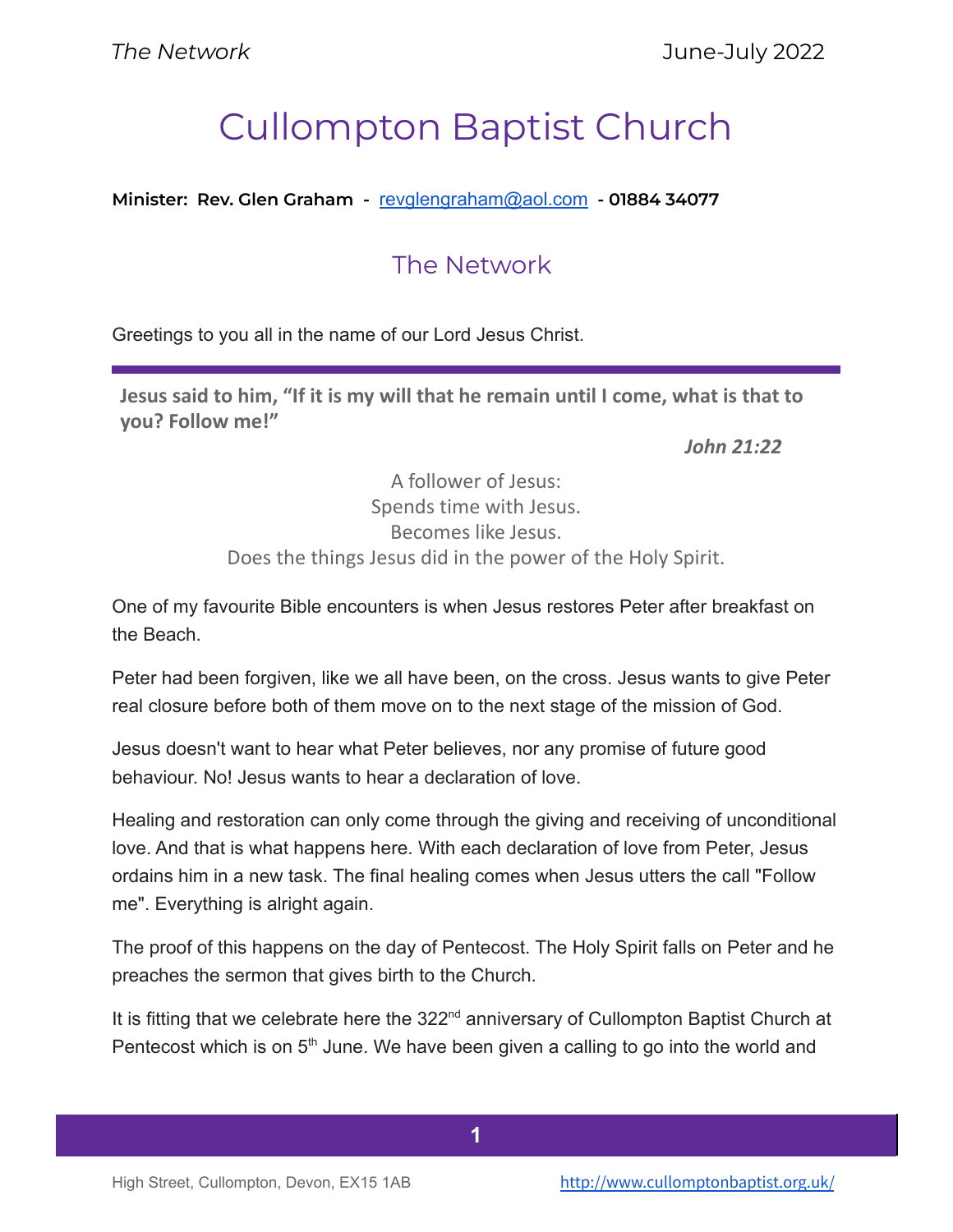# Cullompton Baptist Church

**Minister: Rev. Glen Graham - revglengraham@aol.com - 01884 34077**

## The Network

Greetings to you all in the name of our Lord Jesus Christ.

---

**Jesus said to him, "If it is my will that he remain until I come, what is that to you? Follow me!"**

***John 21:22***

A follower of Jesus:
Spends time with Jesus.
Becomes like Jesus.
Does the things Jesus did in the power of the Holy Spirit.

One of my favourite Bible encounters is when Jesus restores Peter after breakfast on the Beach.

Peter had been forgiven, like we all have been, on the cross. Jesus wants to give Peter real closure before both of them move on to the next stage of the mission of God.

Jesus doesn't want to hear what Peter believes, nor any promise of future good behaviour. No! Jesus wants to hear a declaration of love.

Healing and restoration can only come through the giving and receiving of unconditional love. And that is what happens here. With each declaration of love from Peter, Jesus ordains him in a new task. The final healing comes when Jesus utters the call "Follow me". Everything is alright again.

The proof of this happens on the day of Pentecost. The Holy Spirit falls on Peter and he preaches the sermon that gives birth to the Church.

It is fitting that we celebrate here the 322nd anniversary of Cullompton Baptist Church at Pentecost which is on 5th June. We have been given a calling to go into the world and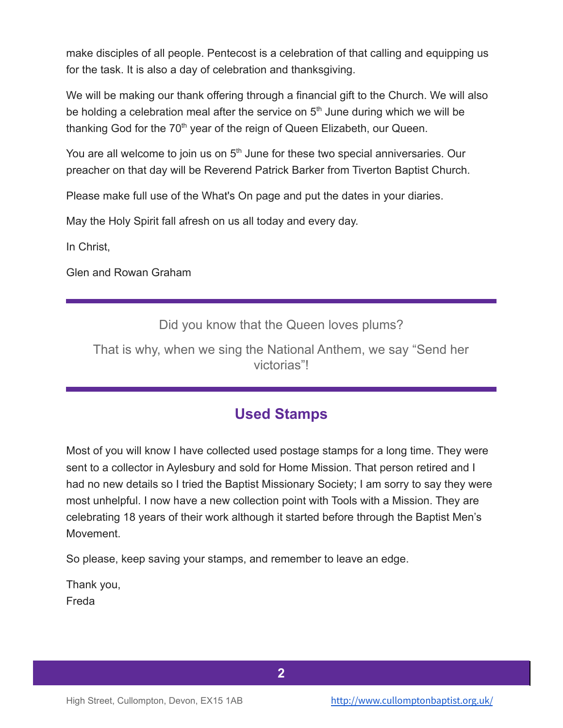make disciples of all people. Pentecost is a celebration of that calling and equipping us for the task. It is also a day of celebration and thanksgiving.

We will be making our thank offering through a financial gift to the Church. We will also be holding a celebration meal after the service on 5th June during which we will be thanking God for the 70th year of the reign of Queen Elizabeth, our Queen.

You are all welcome to join us on 5th June for these two special anniversaries. Our preacher on that day will be Reverend Patrick Barker from Tiverton Baptist Church.

Please make full use of the What's On page and put the dates in your diaries.

May the Holy Spirit fall afresh on us all today and every day.

In Christ,

Glen and Rowan Graham

---

Did you know that the Queen loves plums?

That is why, when we sing the National Anthem, we say “Send her victorias”!

---

## Used Stamps

Most of you will know I have collected used postage stamps for a long time. They were sent to a collector in Aylesbury and sold for Home Mission. That person retired and I had no new details so I tried the Baptist Missionary Society; I am sorry to say they were most unhelpful. I now have a new collection point with Tools with a Mission. They are celebrating 18 years of their work although it started before through the Baptist Men’s Movement.

So please, keep saving your stamps, and remember to leave an edge.

Thank you,
Freda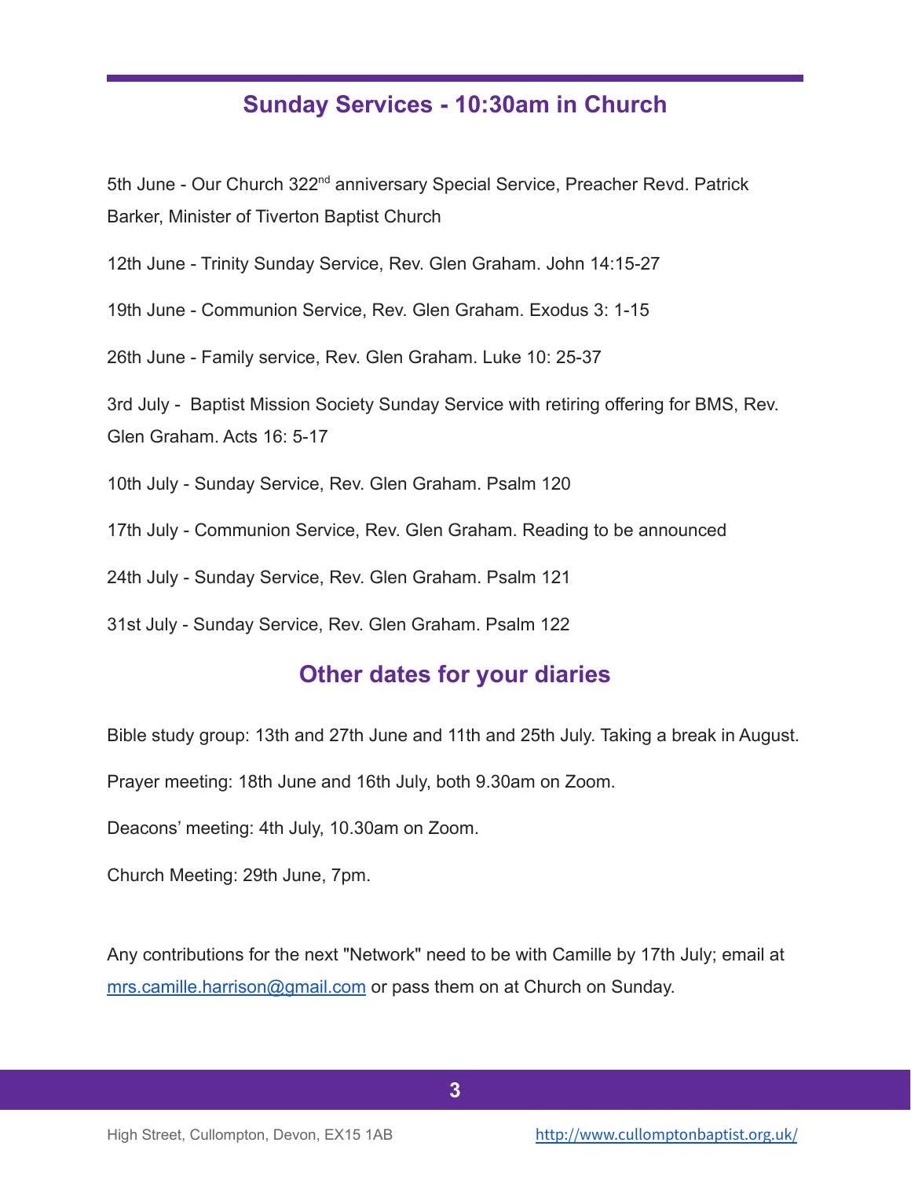## Sunday Services - 10:30am in Church

5th June - Our Church 322nd anniversary Special Service, Preacher Revd. Patrick Barker, Minister of Tiverton Baptist Church

12th June - Trinity Sunday Service, Rev. Glen Graham. John 14:15-27

19th June - Communion Service, Rev. Glen Graham. Exodus 3: 1-15

26th June - Family service, Rev. Glen Graham. Luke 10: 25-37

3rd July - Baptist Mission Society Sunday Service with retiring offering for BMS, Rev. Glen Graham. Acts 16: 5-17

10th July - Sunday Service, Rev. Glen Graham. Psalm 120

17th July - Communion Service, Rev. Glen Graham. Reading to be announced

24th July - Sunday Service, Rev. Glen Graham. Psalm 121

31st July - Sunday Service, Rev. Glen Graham. Psalm 122

## Other dates for your diaries

Bible study group: 13th and 27th June and 11th and 25th July. Taking a break in August.

Prayer meeting: 18th June and 16th July, both 9.30am on Zoom.

Deacons' meeting: 4th July, 10.30am on Zoom.

Church Meeting: 29th June, 7pm.

Any contributions for the next "Network" need to be with Camille by 17th July; email at mrs.camille.harrison@gmail.com or pass them on at Church on Sunday.

High Street, Cullompton, Devon, EX15 1AB http://www.cullomptonbaptist.org.uk/